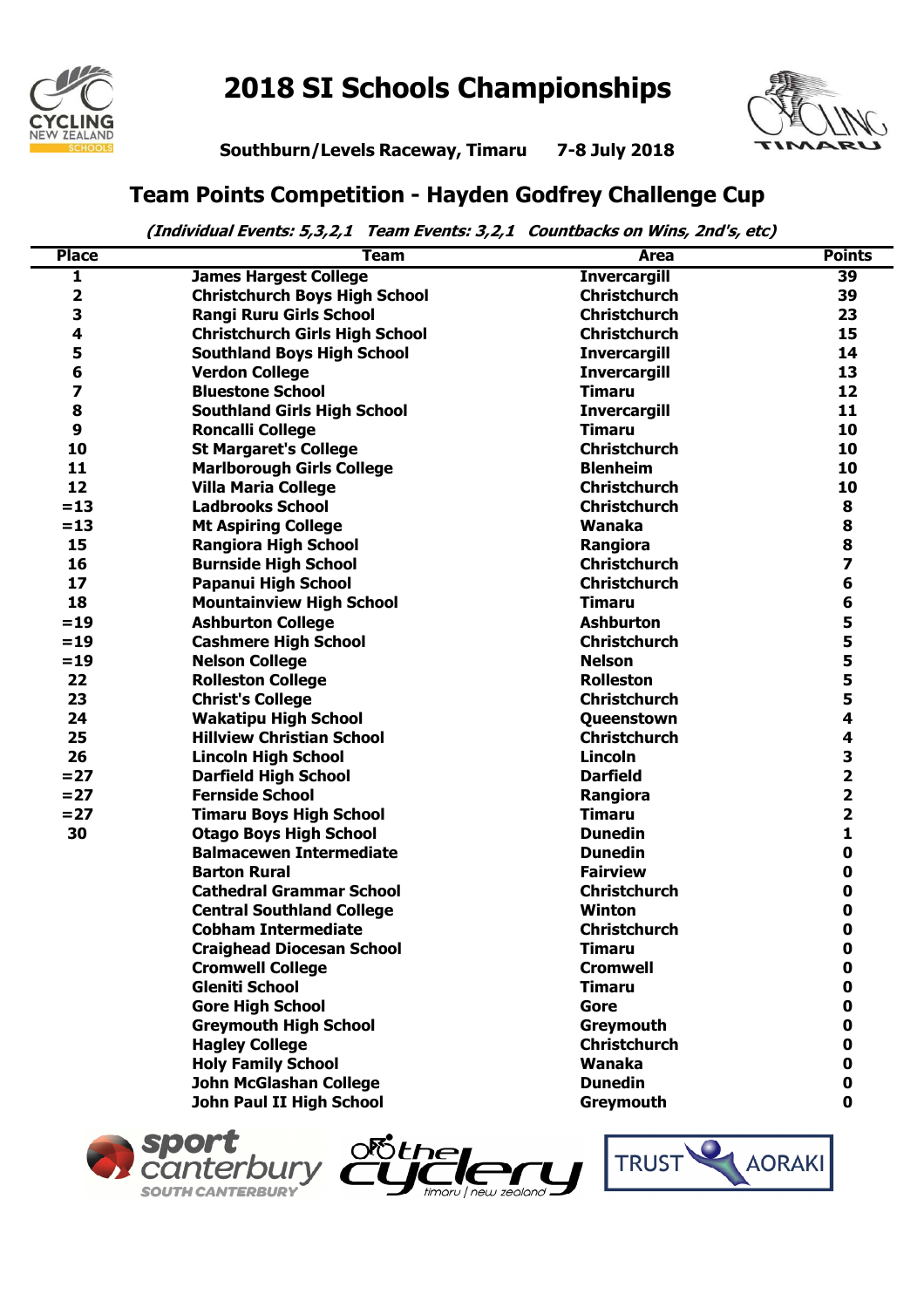# 2018 SI Schools Championships

**Southburn/Levels Raceway, Timaru    7-8 July 2018**

## Team Points Competition - Hayden Godfrey Challenge Cup

***(Individual Events: 5,3,2,1   Team Events: 3,2,1   Countbacks on Wins, 2nd's, etc)***

| Place | Team | Area | Points |
|---|---|---|---|
| 1 | James Hargest College | Invercargill | 39 |
| 2 | Christchurch Boys High School | Christchurch | 39 |
| 3 | Rangi Ruru Girls School | Christchurch | 23 |
| 4 | Christchurch Girls High School | Christchurch | 15 |
| 5 | Southland Boys High School | Invercargill | 14 |
| 6 | Verdon College | Invercargill | 13 |
| 7 | Bluestone School | Timaru | 12 |
| 8 | Southland Girls High School | Invercargill | 11 |
| 9 | Roncalli College | Timaru | 10 |
| 10 | St Margaret's College | Christchurch | 10 |
| 11 | Marlborough Girls College | Blenheim | 10 |
| 12 | Villa Maria College | Christchurch | 10 |
| =13 | Ladbrooks School | Christchurch | 8 |
| =13 | Mt Aspiring College | Wanaka | 8 |
| 15 | Rangiora High School | Rangiora | 8 |
| 16 | Burnside High School | Christchurch | 7 |
| 17 | Papanui High School | Christchurch | 6 |
| 18 | Mountainview High School | Timaru | 6 |
| =19 | Ashburton College | Ashburton | 5 |
| =19 | Cashmere High School | Christchurch | 5 |
| =19 | Nelson College | Nelson | 5 |
| 22 | Rolleston College | Rolleston | 5 |
| 23 | Christ's College | Christchurch | 5 |
| 24 | Wakatipu High School | Queenstown | 4 |
| 25 | Hillview Christian School | Christchurch | 4 |
| 26 | Lincoln High School | Lincoln | 3 |
| =27 | Darfield High School | Darfield | 2 |
| =27 | Fernside School | Rangiora | 2 |
| =27 | Timaru Boys High School | Timaru | 2 |
| 30 | Otago Boys High School | Dunedin | 1 |
| | Balmacewen Intermediate | Dunedin | 0 |
| | Barton Rural | Fairview | 0 |
| | Cathedral Grammar School | Christchurch | 0 |
| | Central Southland College | Winton | 0 |
| | Cobham Intermediate | Christchurch | 0 |
| | Craighead Diocesan School | Timaru | 0 |
| | Cromwell College | Cromwell | 0 |
| | Gleniti School | Timaru | 0 |
| | Gore High School | Gore | 0 |
| | Greymouth High School | Greymouth | 0 |
| | Hagley College | Christchurch | 0 |
| | Holy Family School | Wanaka | 0 |
| | John McGlashan College | Dunedin | 0 |
| | John Paul II High School | Greymouth | 0 |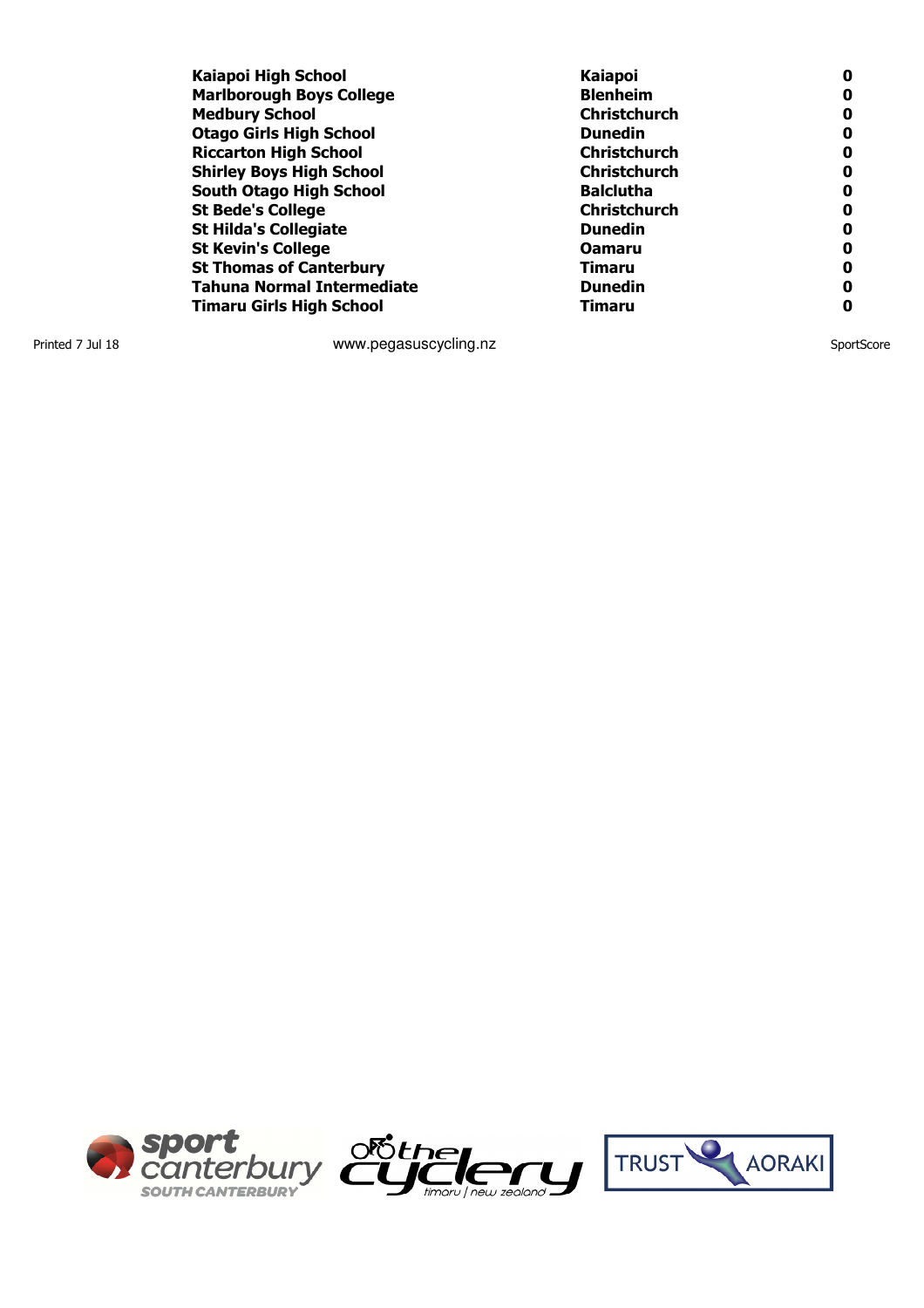| | | |
|---|---|---|
| **Kaiapoi High School** | **Kaiapoi** | **0** |
| **Marlborough Boys College** | **Blenheim** | **0** |
| **Medbury School** | **Christchurch** | **0** |
| **Otago Girls High School** | **Dunedin** | **0** |
| **Riccarton High School** | **Christchurch** | **0** |
| **Shirley Boys High School** | **Christchurch** | **0** |
| **South Otago High School** | **Balclutha** | **0** |
| **St Bede's College** | **Christchurch** | **0** |
| **St Hilda's Collegiate** | **Dunedin** | **0** |
| **St Kevin's College** | **Oamaru** | **0** |
| **St Thomas of Canterbury** | **Timaru** | **0** |
| **Tahuna Normal Intermediate** | **Dunedin** | **0** |
| **Timaru Girls High School** | **Timaru** | **0** |

Printed 7 Jul 18 www.pegasuscycling.nz SportScore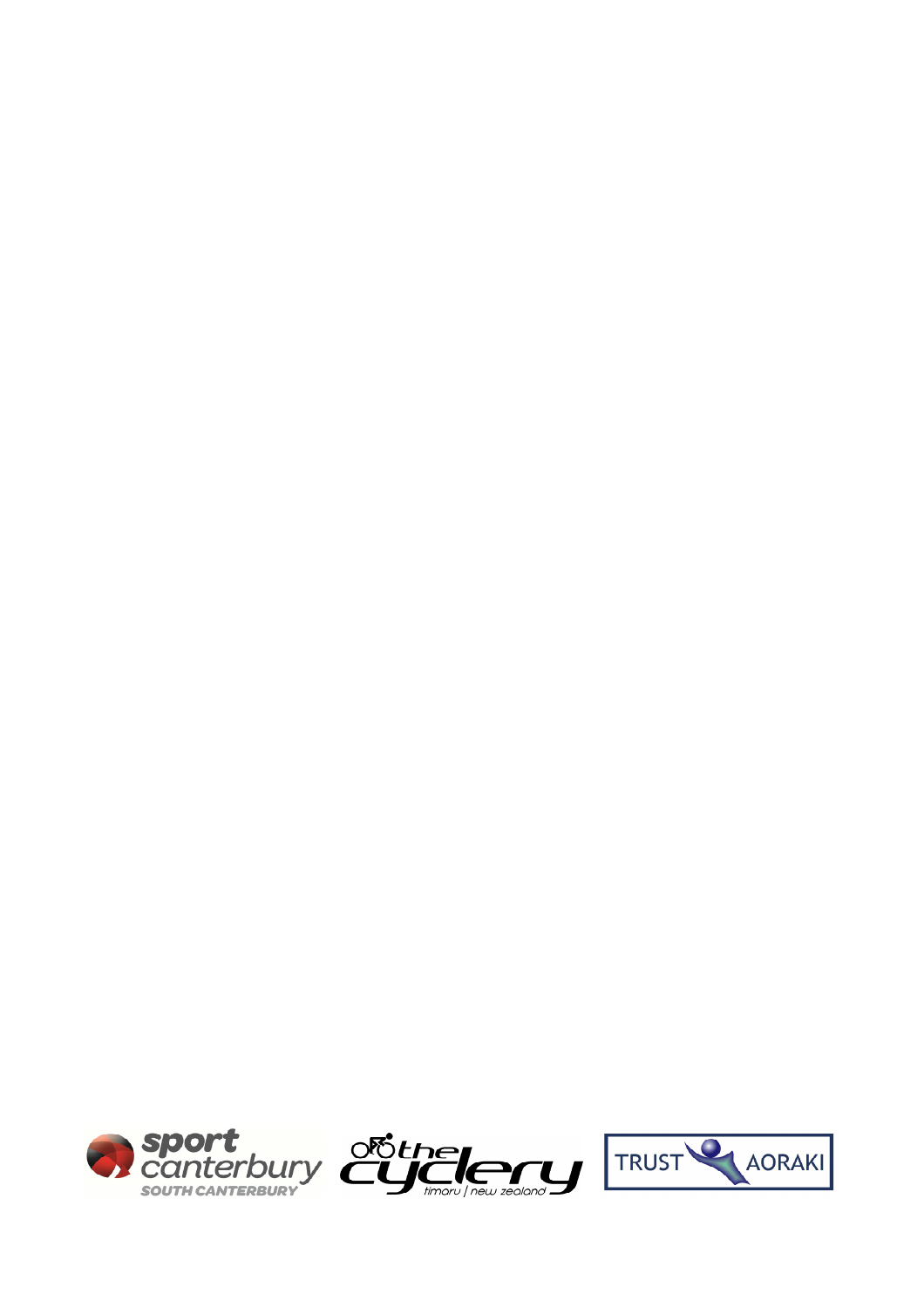sport canterbury SOUTH CANTERBURY

the cyclery timaru | new zealand

TRUST AORAKI